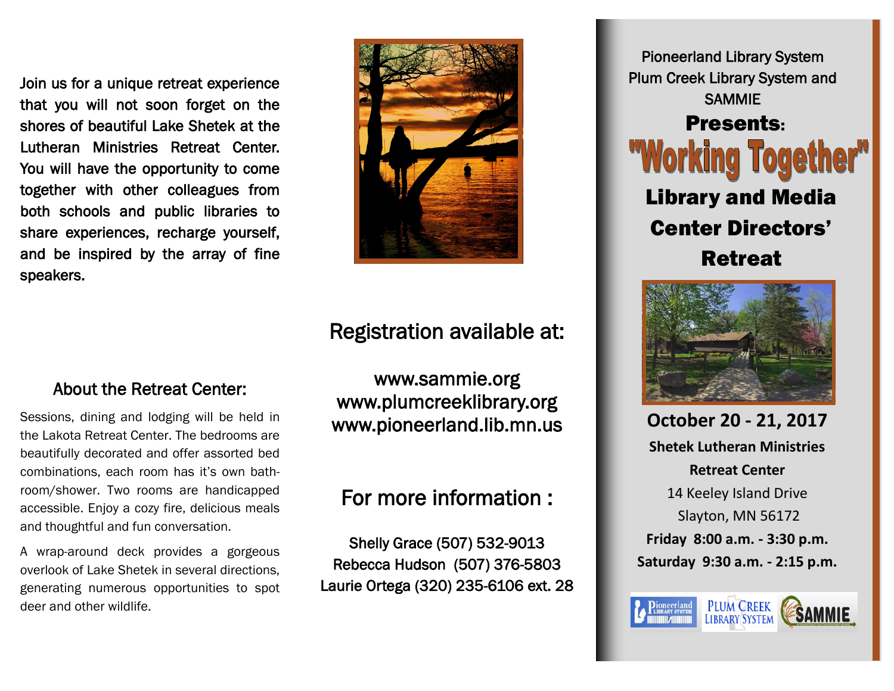Join us for a unique retreat experience that you will not soon forget on the shores of beautiful Lake Shetek at the Lutheran Ministries Retreat Center. You will have the opportunity to come together with other colleagues from both schools and public libraries to share experiences, recharge yourself, and be inspired by the array of fine speakers.

## About the Retreat Center:

Sessions, dining and lodging will be held in the Lakota Retreat Center. The bedrooms are beautifully decorated and offer assorted bed combinations, each room has it's own bathroom/shower. Two rooms are handicapped accessible. Enjoy a cozy fire, delicious meals and thoughtful and fun conversation.

A wrap-around deck provides a gorgeous overlook of Lake Shetek in several directions, generating numerous opportunities to spot deer and other wildlife.

## Registration available at:

www.sammie.org
www.plumcreeklibrary.org
www.pioneerland.lib.mn.us

## For more information :

Shelly Grace (507) 532-9013
Rebecca Hudson (507) 376-5803
Laurie Ortega (320) 235-6106 ext. 28

Pioneerland Library System
Plum Creek Library System and
SAMMIE

**Presents:**

# "Working Together"

# Library and Media Center Directors' Retreat

## October 20 - 21, 2017

**Shetek Lutheran Ministries**

**Retreat Center**

14 Keeley Island Drive
Slayton, MN 56172

**Friday 8:00 a.m. - 3:30 p.m.**

**Saturday 9:30 a.m. - 2:15 p.m.**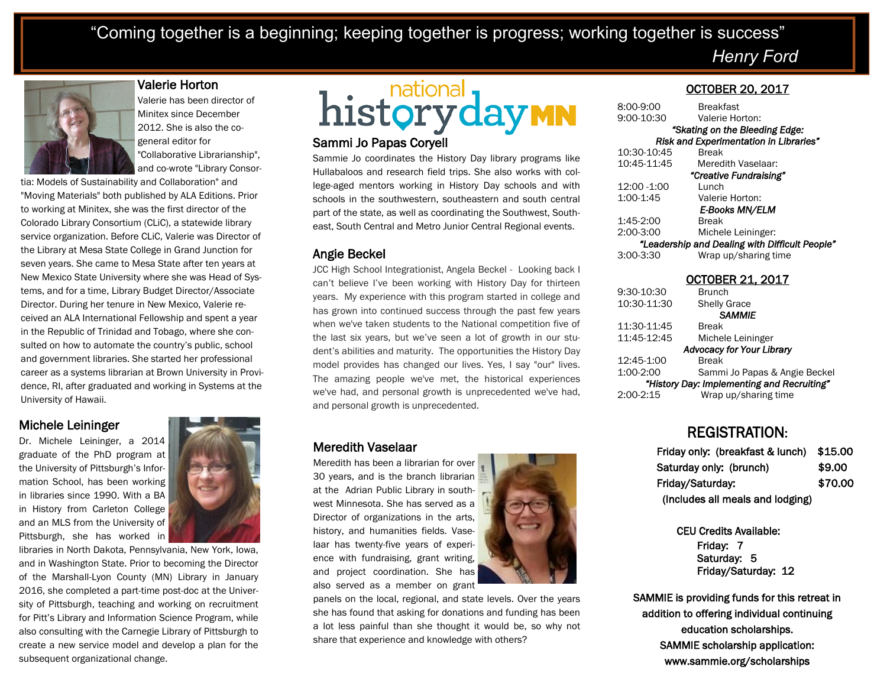> "Coming together is a beginning; keeping together is progress; working together is success"
> *Henry Ford*

## Valerie Horton

Valerie has been director of Minitex since December 2012. She is also the co-general editor for "Collaborative Librarianship", and co-wrote "Library Consortia: Models of Sustainability and Collaboration" and "Moving Materials" both published by ALA Editions. Prior to working at Minitex, she was the first director of the Colorado Library Consortium (CLiC), a statewide library service organization. Before CLiC, Valerie was Director of the Library at Mesa State College in Grand Junction for seven years. She came to Mesa State after ten years at New Mexico State University where she was Head of Systems, and for a time, Library Budget Director/Associate Director. During her tenure in New Mexico, Valerie received an ALA International Fellowship and spent a year in the Republic of Trinidad and Tobago, where she consulted on how to automate the country's public, school and government libraries. She started her professional career as a systems librarian at Brown University in Providence, RI, after graduated and working in Systems at the University of Hawaii.

## Michele Leininger

Dr. Michele Leininger, a 2014 graduate of the PhD program at the University of Pittsburgh's Information School, has been working in libraries since 1990. With a BA in History from Carleton College and an MLS from the University of Pittsburgh, she has worked in libraries in North Dakota, Pennsylvania, New York, Iowa, and in Washington State. Prior to becoming the Director of the Marshall-Lyon County (MN) Library in January 2016, she completed a part-time post-doc at the University of Pittsburgh, teaching and working on recruitment for Pitt's Library and Information Science Program, while also consulting with the Carnegie Library of Pittsburgh to create a new service model and develop a plan for the subsequent organizational change.

national history day MN

## Sammi Jo Papas Coryell

Sammie Jo coordinates the History Day library programs like Hullabaloos and research field trips. She also works with college-aged mentors working in History Day schools and with schools in the southwestern, southeastern and south central part of the state, as well as coordinating the Southwest, Southeast, South Central and Metro Junior Central Regional events.

## Angie Beckel

JCC High School Integrationist, Angela Beckel - Looking back I can't believe I've been working with History Day for thirteen years. My experience with this program started in college and has grown into continued success through the past few years when we've taken students to the National competition five of the last six years, but we've seen a lot of growth in our student's abilities and maturity. The opportunities the History Day model provides has changed our lives. Yes, I say "our" lives. The amazing people we've met, the historical experiences we've had, and personal growth is unprecedented we've had, and personal growth is unprecedented.

## Meredith Vaselaar

Meredith has been a librarian for over 30 years, and is the branch librarian at the Adrian Public Library in southwest Minnesota. She has served as a Director of organizations in the arts, history, and humanities fields. Vaselaar has twenty-five years of experience with fundraising, grant writing, and project coordination. She has also served as a member on grant panels on the local, regional, and state levels. Over the years she has found that asking for donations and funding has been a lot less painful than she thought it would be, so why not share that experience and knowledge with others?

## OCTOBER 20, 2017

| | |
|---|---|
| 8:00-9:00 | Breakfast |
| 9:00-10:30 | Valerie Horton: *"Skating on the Bleeding Edge: Risk and Experimentation in Libraries"* |
| 10:30-10:45 | Break |
| 10:45-11:45 | Meredith Vaselaar: *"Creative Fundraising"* |
| 12:00 -1:00 | Lunch |
| 1:00-1:45 | Valerie Horton: *E-Books MN/ELM* |
| 1:45-2:00 | Break |
| 2:00-3:00 | Michele Leininger: *"Leadership and Dealing with Difficult People"* |
| 3:00-3:30 | Wrap up/sharing time |

## OCTOBER 21, 2017

| | |
|---|---|
| 9:30-10:30 | Brunch |
| 10:30-11:30 | Shelly Grace *SAMMIE* |
| 11:30-11:45 | Break |
| 11:45-12:45 | Michele Leininger *Advocacy for Your Library* |
| 12:45-1:00 | Break |
| 1:00-2:00 | Sammi Jo Papas & Angie Beckel *"History Day: Implementing and Recruiting"* |
| 2:00-2:15 | Wrap up/sharing time |

## REGISTRATION:

| | |
|---|---|
| Friday only: (breakfast & lunch) | $15.00 |
| Saturday only: (brunch) | $9.00 |
| Friday/Saturday: (Includes all meals and lodging) | $70.00 |

CEU Credits Available:
Friday: 7
Saturday: 5
Friday/Saturday: 12

**SAMMIE is providing funds for this retreat in addition to offering individual continuing education scholarships.**
**SAMMIE scholarship application: www.sammie.org/scholarships**